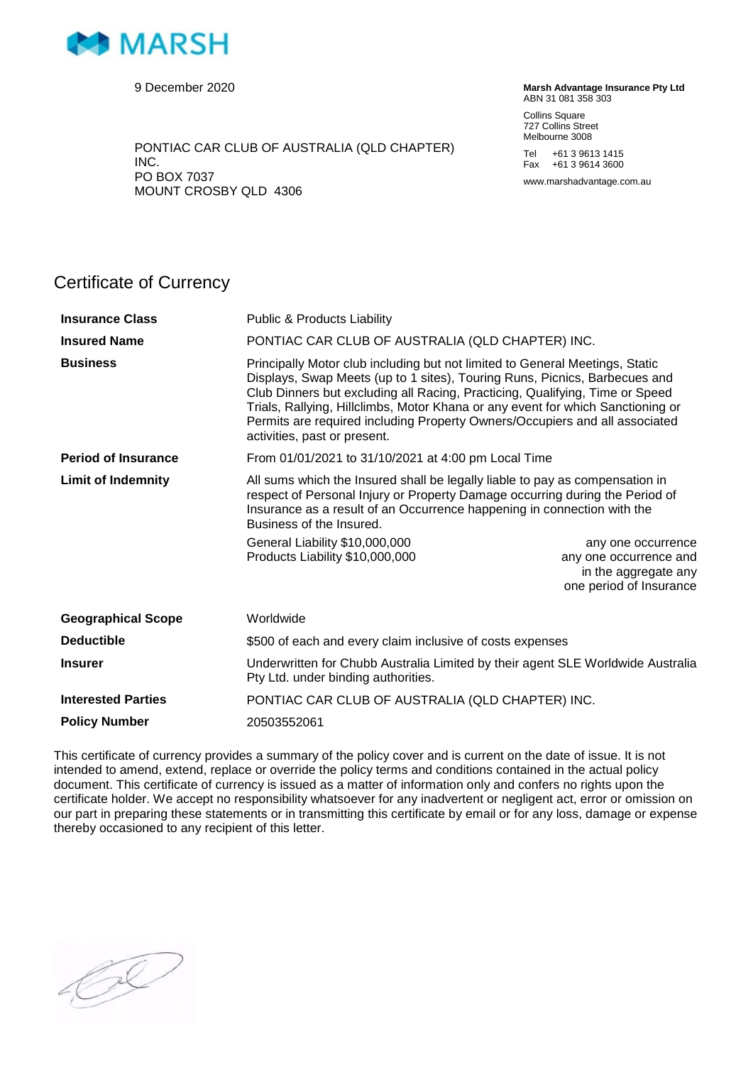MARSH

9 December 2020

PONTIAC CAR CLUB OF AUSTRALIA (QLD CHAPTER) INC.
PO BOX 7037
MOUNT CROSBY QLD 4306

**Marsh Advantage Insurance Pty Ltd**
ABN 31 081 358 303

Collins Square
727 Collins Street
Melbourne 3008

Tel +61 3 9613 1415
Fax +61 3 9614 3600

www.marshadvantage.com.au

# Certificate of Currency

| | |
|---|---|
| **Insurance Class** | Public & Products Liability |
| **Insured Name** | PONTIAC CAR CLUB OF AUSTRALIA (QLD CHAPTER) INC. |
| **Business** | Principally Motor club including but not limited to General Meetings, Static Displays, Swap Meets (up to 1 sites), Touring Runs, Picnics, Barbecues and Club Dinners but excluding all Racing, Practicing, Qualifying, Time or Speed Trials, Rallying, Hillclimbs, Motor Khana or any event for which Sanctioning or Permits are required including Property Owners/Occupiers and all associated activities, past or present. |
| **Period of Insurance** | From 01/01/2021 to 31/10/2021 at 4:00 pm Local Time |
| **Limit of Indemnity** | All sums which the Insured shall be legally liable to pay as compensation in respect of Personal Injury or Property Damage occurring during the Period of Insurance as a result of an Occurrence happening in connection with the Business of the Insured.<br>General Liability $10,000,000 any one occurrence<br>Products Liability $10,000,000 any one occurrence and in the aggregate any one period of Insurance |
| **Geographical Scope** | Worldwide |
| **Deductible** | $500 of each and every claim inclusive of costs expenses |
| **Insurer** | Underwritten for Chubb Australia Limited by their agent SLE Worldwide Australia Pty Ltd. under binding authorities. |
| **Interested Parties** | PONTIAC CAR CLUB OF AUSTRALIA (QLD CHAPTER) INC. |
| **Policy Number** | 20503552061 |

This certificate of currency provides a summary of the policy cover and is current on the date of issue. It is not intended to amend, extend, replace or override the policy terms and conditions contained in the actual policy document. This certificate of currency is issued as a matter of information only and confers no rights upon the certificate holder. We accept no responsibility whatsoever for any inadvertent or negligent act, error or omission on our part in preparing these statements or in transmitting this certificate by email or for any loss, damage or expense thereby occasioned to any recipient of this letter.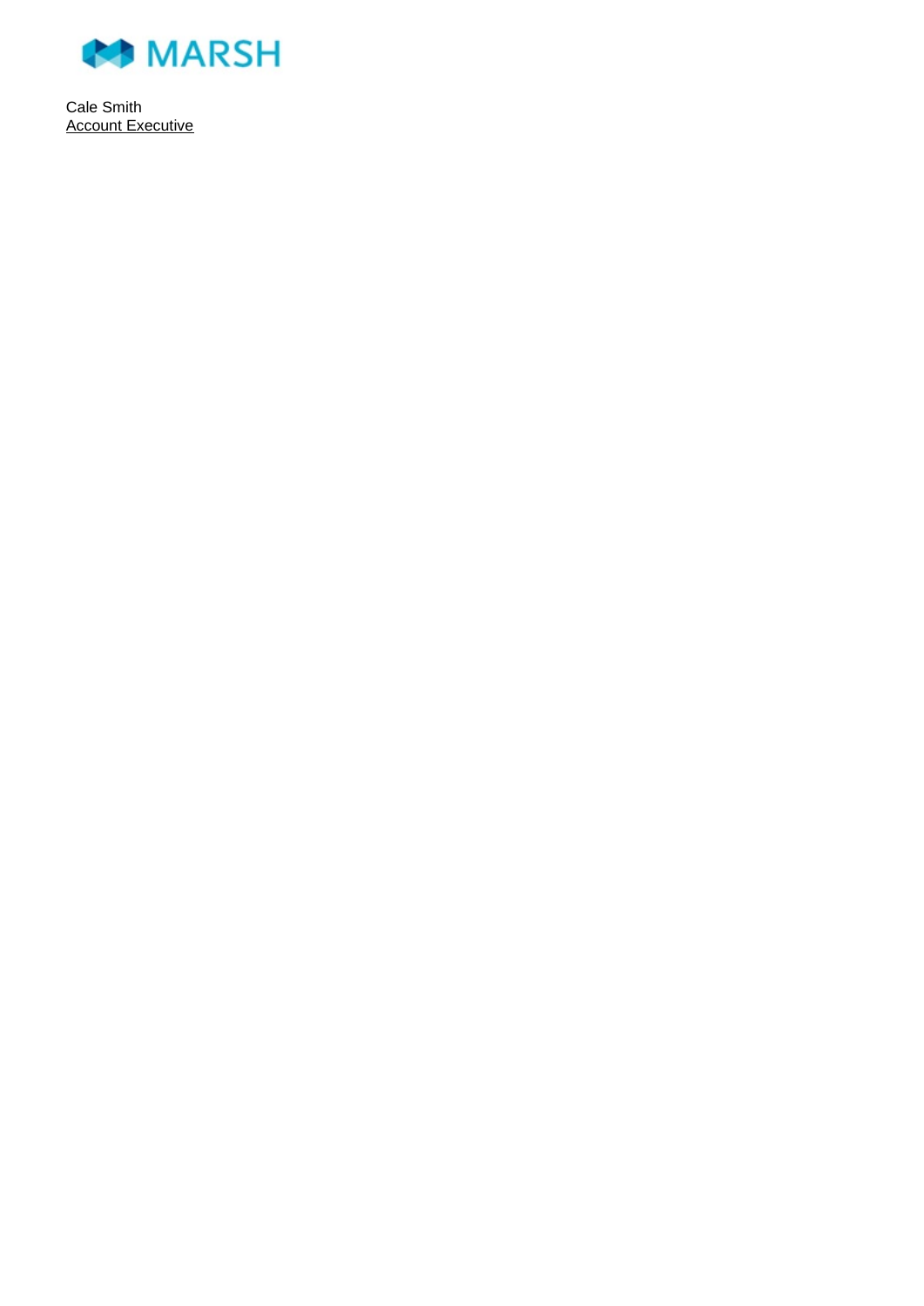MARSH

Cale Smith
Account Executive